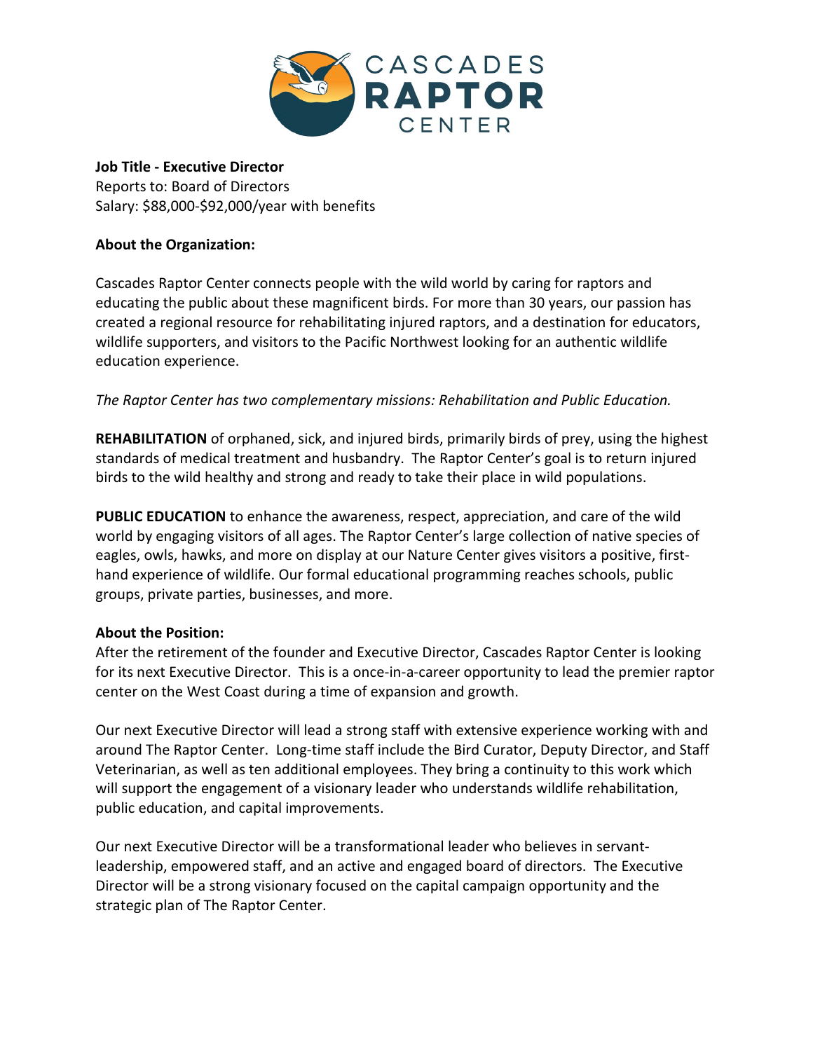**Job Title - Executive Director**
Reports to: Board of Directors
Salary: $88,000-$92,000/year with benefits

**About the Organization:**

Cascades Raptor Center connects people with the wild world by caring for raptors and educating the public about these magnificent birds. For more than 30 years, our passion has created a regional resource for rehabilitating injured raptors, and a destination for educators, wildlife supporters, and visitors to the Pacific Northwest looking for an authentic wildlife education experience.

*The Raptor Center has two complementary missions: Rehabilitation and Public Education.*

**REHABILITATION** of orphaned, sick, and injured birds, primarily birds of prey, using the highest standards of medical treatment and husbandry. The Raptor Center's goal is to return injured birds to the wild healthy and strong and ready to take their place in wild populations.

**PUBLIC EDUCATION** to enhance the awareness, respect, appreciation, and care of the wild world by engaging visitors of all ages. The Raptor Center's large collection of native species of eagles, owls, hawks, and more on display at our Nature Center gives visitors a positive, first-hand experience of wildlife. Our formal educational programming reaches schools, public groups, private parties, businesses, and more.

**About the Position:**

After the retirement of the founder and Executive Director, Cascades Raptor Center is looking for its next Executive Director. This is a once-in-a-career opportunity to lead the premier raptor center on the West Coast during a time of expansion and growth.

Our next Executive Director will lead a strong staff with extensive experience working with and around The Raptor Center. Long-time staff include the Bird Curator, Deputy Director, and Staff Veterinarian, as well as ten additional employees. They bring a continuity to this work which will support the engagement of a visionary leader who understands wildlife rehabilitation, public education, and capital improvements.

Our next Executive Director will be a transformational leader who believes in servant-leadership, empowered staff, and an active and engaged board of directors. The Executive Director will be a strong visionary focused on the capital campaign opportunity and the strategic plan of The Raptor Center.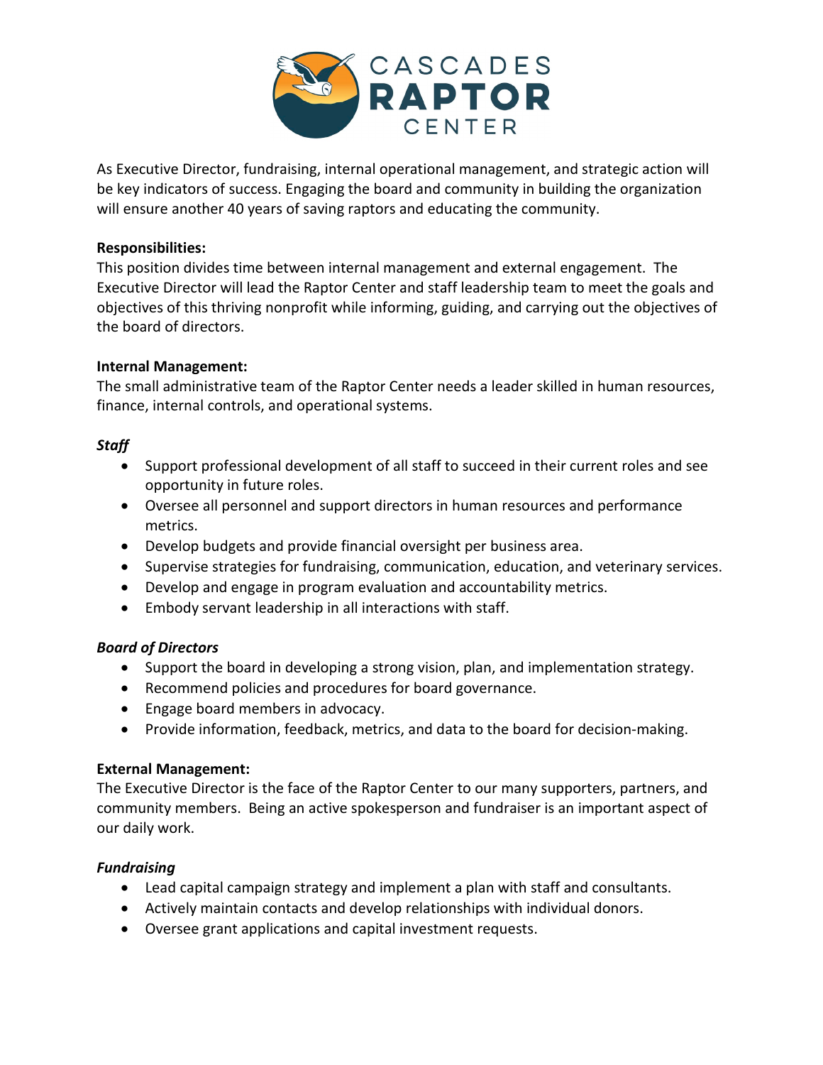As Executive Director, fundraising, internal operational management, and strategic action will be key indicators of success. Engaging the board and community in building the organization will ensure another 40 years of saving raptors and educating the community.

**Responsibilities:**

This position divides time between internal management and external engagement. The Executive Director will lead the Raptor Center and staff leadership team to meet the goals and objectives of this thriving nonprofit while informing, guiding, and carrying out the objectives of the board of directors.

**Internal Management:**

The small administrative team of the Raptor Center needs a leader skilled in human resources, finance, internal controls, and operational systems.

***Staff***

- Support professional development of all staff to succeed in their current roles and see opportunity in future roles.
- Oversee all personnel and support directors in human resources and performance metrics.
- Develop budgets and provide financial oversight per business area.
- Supervise strategies for fundraising, communication, education, and veterinary services.
- Develop and engage in program evaluation and accountability metrics.
- Embody servant leadership in all interactions with staff.

***Board of Directors***

- Support the board in developing a strong vision, plan, and implementation strategy.
- Recommend policies and procedures for board governance.
- Engage board members in advocacy.
- Provide information, feedback, metrics, and data to the board for decision-making.

**External Management:**

The Executive Director is the face of the Raptor Center to our many supporters, partners, and community members. Being an active spokesperson and fundraiser is an important aspect of our daily work.

***Fundraising***

- Lead capital campaign strategy and implement a plan with staff and consultants.
- Actively maintain contacts and develop relationships with individual donors.
- Oversee grant applications and capital investment requests.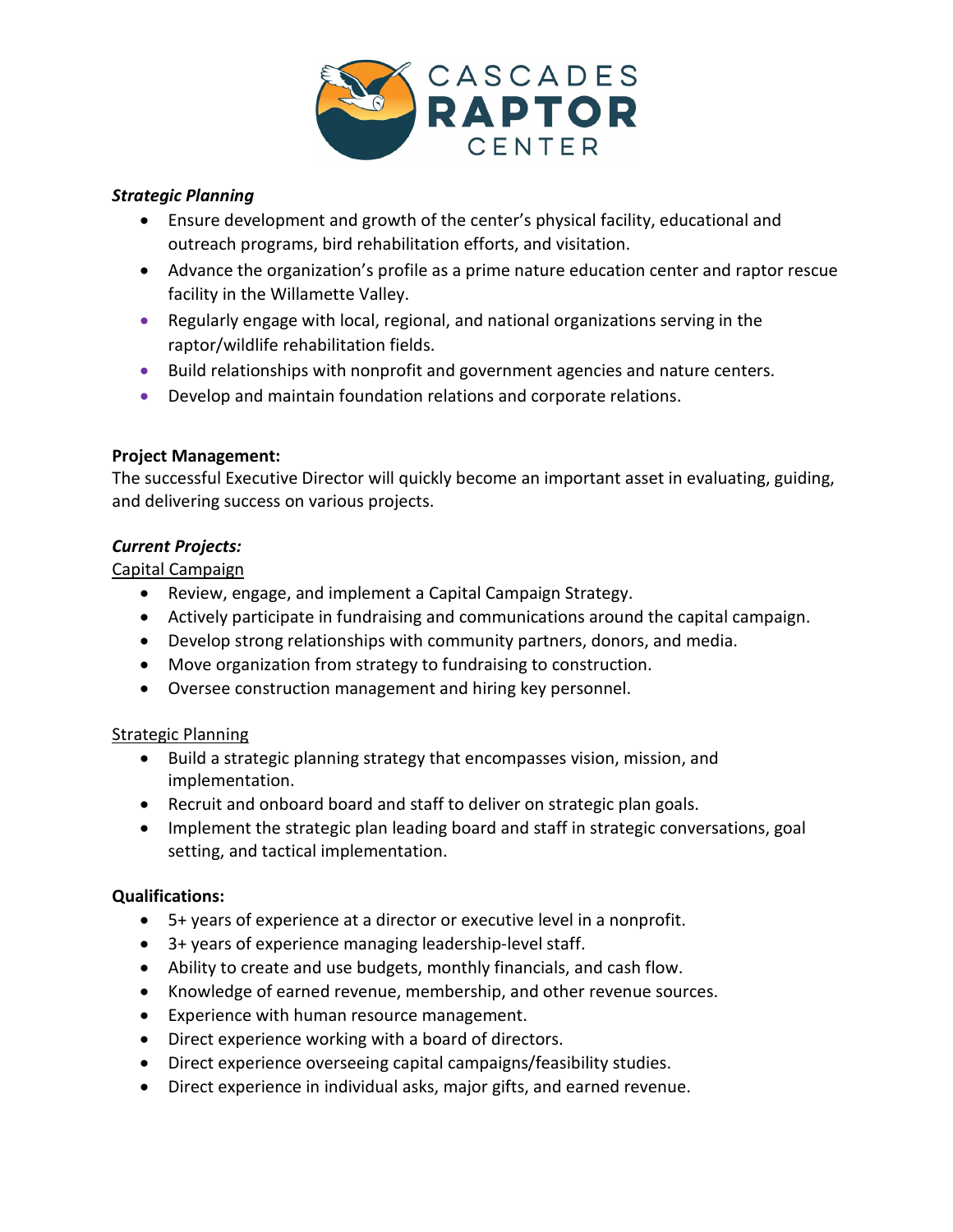***Strategic Planning***

- Ensure development and growth of the center's physical facility, educational and outreach programs, bird rehabilitation efforts, and visitation.
- Advance the organization's profile as a prime nature education center and raptor rescue facility in the Willamette Valley.
- Regularly engage with local, regional, and national organizations serving in the raptor/wildlife rehabilitation fields.
- Build relationships with nonprofit and government agencies and nature centers.
- Develop and maintain foundation relations and corporate relations.

**Project Management:**

The successful Executive Director will quickly become an important asset in evaluating, guiding, and delivering success on various projects.

***Current Projects:***

Capital Campaign

- Review, engage, and implement a Capital Campaign Strategy.
- Actively participate in fundraising and communications around the capital campaign.
- Develop strong relationships with community partners, donors, and media.
- Move organization from strategy to fundraising to construction.
- Oversee construction management and hiring key personnel.

Strategic Planning

- Build a strategic planning strategy that encompasses vision, mission, and implementation.
- Recruit and onboard board and staff to deliver on strategic plan goals.
- Implement the strategic plan leading board and staff in strategic conversations, goal setting, and tactical implementation.

**Qualifications:**

- 5+ years of experience at a director or executive level in a nonprofit.
- 3+ years of experience managing leadership-level staff.
- Ability to create and use budgets, monthly financials, and cash flow.
- Knowledge of earned revenue, membership, and other revenue sources.
- Experience with human resource management.
- Direct experience working with a board of directors.
- Direct experience overseeing capital campaigns/feasibility studies.
- Direct experience in individual asks, major gifts, and earned revenue.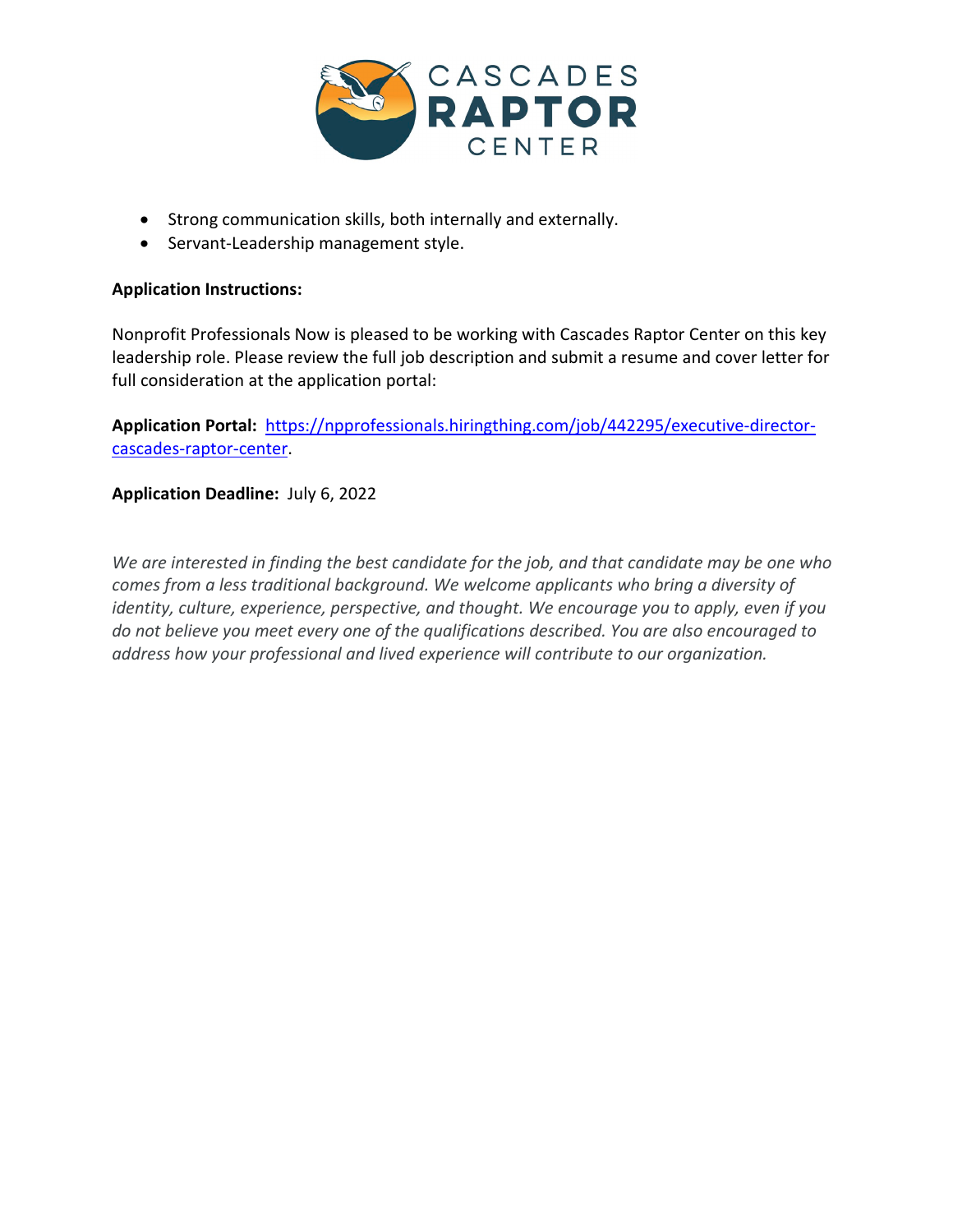- Strong communication skills, both internally and externally.
- Servant-Leadership management style.

**Application Instructions:**

Nonprofit Professionals Now is pleased to be working with Cascades Raptor Center on this key leadership role. Please review the full job description and submit a resume and cover letter for full consideration at the application portal:

**Application Portal:** [https://npprofessionals.hiringthing.com/job/442295/executive-director-cascades-raptor-center](https://npprofessionals.hiringthing.com/job/442295/executive-director-cascades-raptor-center).

**Application Deadline:** July 6, 2022

*We are interested in finding the best candidate for the job, and that candidate may be one who comes from a less traditional background. We welcome applicants who bring a diversity of identity, culture, experience, perspective, and thought. We encourage you to apply, even if you do not believe you meet every one of the qualifications described. You are also encouraged to address how your professional and lived experience will contribute to our organization.*